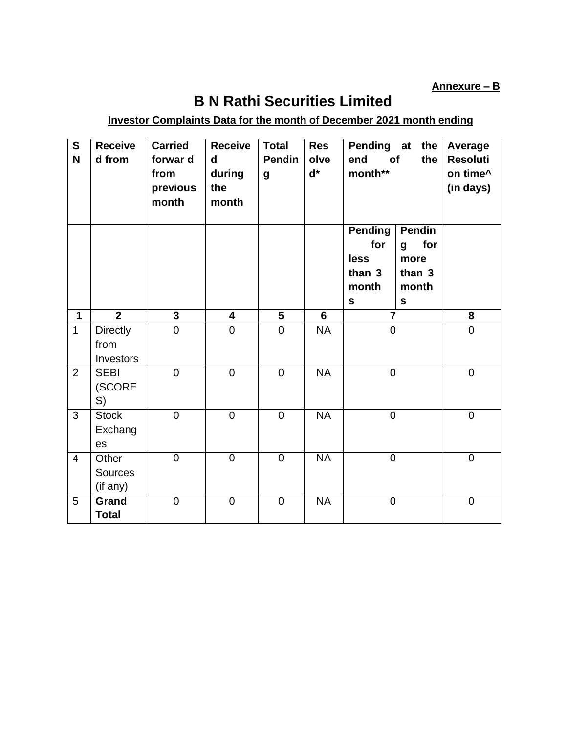**Annexure – B**

# B N Rathi Securities Limited

**Investor Complaints Data for the month of December 2021 month ending**

| SN | Received from | Carried forward from previous month | Received during the month | Total Pending | Resolved* | Pending at the end of the month** | | Average Resolution time^ (in days) |
|---|---|---|---|---|---|---|---|---|
| | | | | | | Pending for less than 3 months | Pending for more than 3 months | |
| **1** | **2** | **3** | **4** | **5** | **6** | **7** | | **8** |
| 1 | Directly from Investors | 0 | 0 | 0 | NA | 0 | | 0 |
| 2 | SEBI (SCORES) | 0 | 0 | 0 | NA | 0 | | 0 |
| 3 | Stock Exchanges | 0 | 0 | 0 | NA | 0 | | 0 |
| 4 | Other Sources (if any) | 0 | 0 | 0 | NA | 0 | | 0 |
| 5 | **Grand Total** | 0 | 0 | 0 | NA | 0 | | 0 |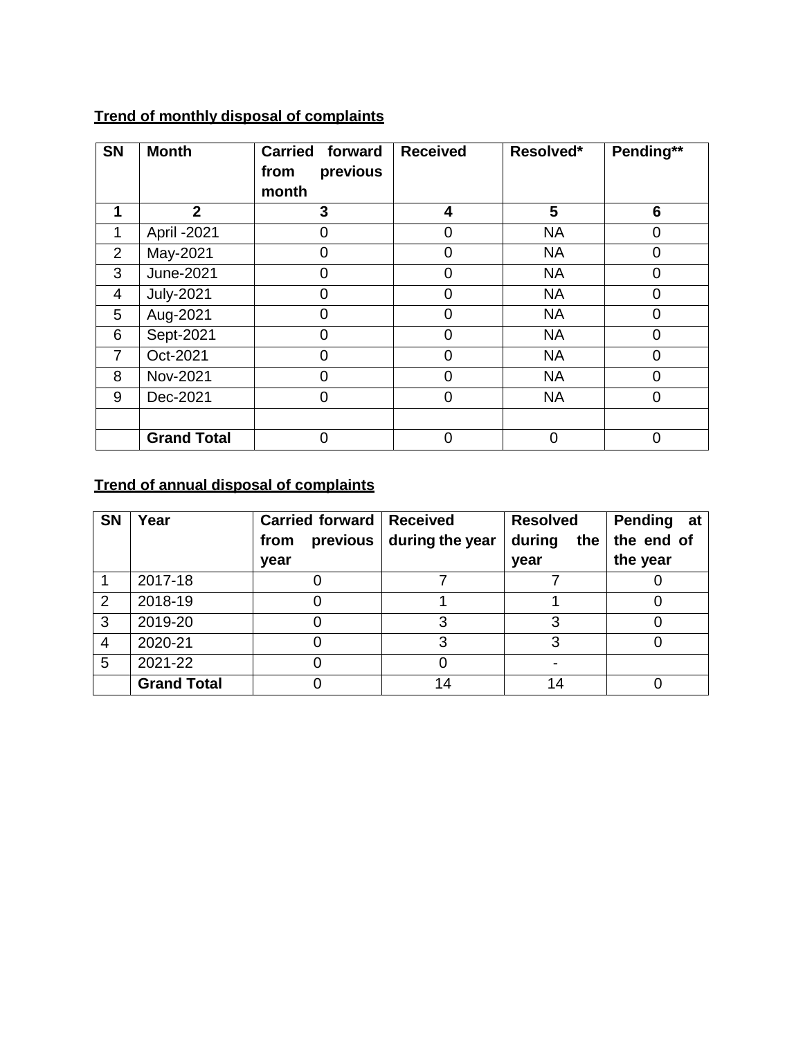**Trend of monthly disposal of complaints**

| SN | Month | Carried forward from previous month | Received | Resolved* | Pending** |
|---|---|---|---|---|---|
| **1** | **2** | **3** | **4** | **5** | **6** |
| 1 | April -2021 | 0 | 0 | NA | 0 |
| 2 | May-2021 | 0 | 0 | NA | 0 |
| 3 | June-2021 | 0 | 0 | NA | 0 |
| 4 | July-2021 | 0 | 0 | NA | 0 |
| 5 | Aug-2021 | 0 | 0 | NA | 0 |
| 6 | Sept-2021 | 0 | 0 | NA | 0 |
| 7 | Oct-2021 | 0 | 0 | NA | 0 |
| 8 | Nov-2021 | 0 | 0 | NA | 0 |
| 9 | Dec-2021 | 0 | 0 | NA | 0 |
| | | | | | |
| | **Grand Total** | 0 | 0 | 0 | 0 |

**Trend of annual disposal of complaints**

| SN | Year | Carried forward from previous year | Received during the year | Resolved during the year | Pending at the end of the year |
|---|---|---|---|---|---|
| 1 | 2017-18 | 0 | 7 | 7 | 0 |
| 2 | 2018-19 | 0 | 1 | 1 | 0 |
| 3 | 2019-20 | 0 | 3 | 3 | 0 |
| 4 | 2020-21 | 0 | 3 | 3 | 0 |
| 5 | 2021-22 | 0 | 0 | - | |
| | **Grand Total** | 0 | 14 | 14 | 0 |